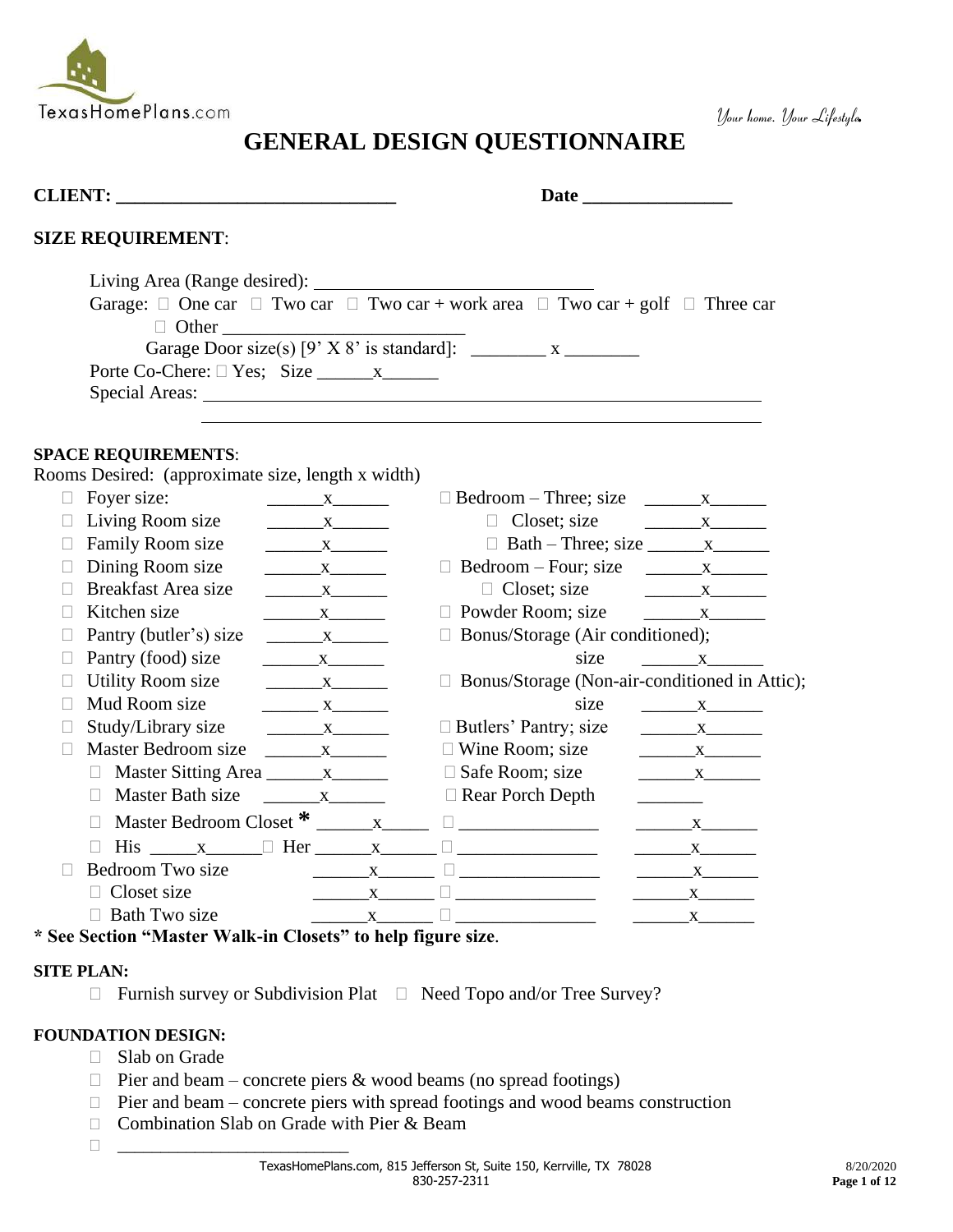TexasHomePlans.com

*Your home. Your Lifestyle.*

# GENERAL DESIGN QUESTIONNAIRE

**CLIENT: ______________________________** **Date ________________**

## SIZE REQUIREMENT:

Living Area (Range desired): ______________________________

Garage: ☐ One car ☐ Two car ☐ Two car + work area ☐ Two car + golf ☐ Three car
☐ Other __________________________

Garage Door size(s) [9' X 8' is standard]: ________ x ________

Porte Co-Chere: ☐ Yes; Size ______x______

Special Areas: ______________________________________________________________

______________________________________________________________

## SPACE REQUIREMENTS:

Rooms Desired: (approximate size, length x width)

- ☐ Foyer size: ______x______
- ☐ Living Room size ______x______
- ☐ Family Room size ______x______
- ☐ Dining Room size ______x______
- ☐ Breakfast Area size ______x______
- ☐ Kitchen size ______x______
- ☐ Pantry (butler's) size ______x______
- ☐ Pantry (food) size ______x______
- ☐ Utility Room size ______x______
- ☐ Mud Room size ______x______
- ☐ Study/Library size ______x______
- ☐ Master Bedroom size ______x______
  - ☐ Master Sitting Area ______x______
  - ☐ Master Bath size ______x______
  - ☐ Master Bedroom Closet * ______x______
  - ☐ His ______x______ ☐ Her ______x______
- ☐ Bedroom Two size ______x______
  - ☐ Closet size ______x______
  - ☐ Bath Two size ______x______
- ☐ Bedroom – Three; size ______x______
  - ☐ Closet; size ______x______
  - ☐ Bath – Three; size ______x______
- ☐ Bedroom – Four; size ______x______
  - ☐ Closet; size ______x______
- ☐ Powder Room; size ______x______
- ☐ Bonus/Storage (Air conditioned); size ______x______
- ☐ Bonus/Storage (Non-air-conditioned in Attic); size ______x______
- ☐ Butlers' Pantry; size ______x______
- ☐ Wine Room; size ______x______
- ☐ Safe Room; size ______x______
- ☐ Rear Porch Depth _______
- ☐ _______________ ______x______
- ☐ _______________ ______x______
- ☐ _______________ ______x______
- ☐ _______________ ______x______
- ☐ _______________ ______x______

**\* See Section "Master Walk-in Closets" to help figure size.**

## SITE PLAN:

☐ Furnish survey or Subdivision Plat ☐ Need Topo and/or Tree Survey?

## FOUNDATION DESIGN:

- ☐ Slab on Grade
- ☐ Pier and beam – concrete piers & wood beams (no spread footings)
- ☐ Pier and beam – concrete piers with spread footings and wood beams construction
- ☐ Combination Slab on Grade with Pier & Beam
- ☐ __________________________

TexasHomePlans.com, 815 Jefferson St, Suite 150, Kerrville, TX 78028
830-257-2311

8/20/2020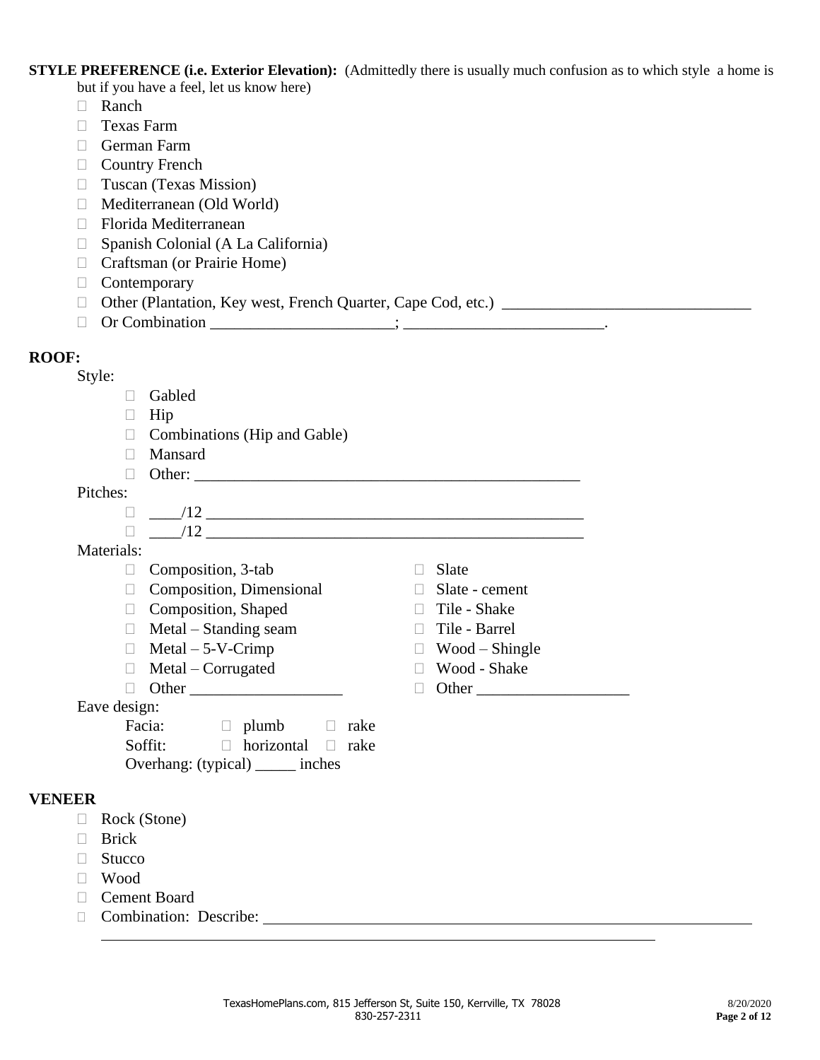**STYLE PREFERENCE (i.e. Exterior Elevation):** (Admittedly there is usually much confusion as to which style a home is but if you have a feel, let us know here)

- ☐ Ranch
- ☐ Texas Farm
- ☐ German Farm
- ☐ Country French
- ☐ Tuscan (Texas Mission)
- ☐ Mediterranean (Old World)
- ☐ Florida Mediterranean
- ☐ Spanish Colonial (A La California)
- ☐ Craftsman (or Prairie Home)
- ☐ Contemporary
- ☐ Other (Plantation, Key west, French Quarter, Cape Cod, etc.) _______________________________
- ☐ Or Combination _______________________; _________________________.

## ROOF:

Style:

- ☐ Gabled
- ☐ Hip
- ☐ Combinations (Hip and Gable)
- ☐ Mansard
- ☐ Other: _________________________________________________

Pitches:

- ☐ ____/12 _________________________________________________
- ☐ ____/12 _________________________________________________

Materials:

- ☐ Composition, 3-tab
- ☐ Composition, Dimensional
- ☐ Composition, Shaped
- ☐ Metal – Standing seam
- ☐ Metal – 5-V-Crimp
- ☐ Metal – Corrugated
- ☐ Other ___________________
- ☐ Slate
- ☐ Slate - cement
- ☐ Tile - Shake
- ☐ Tile - Barrel
- ☐ Wood – Shingle
- ☐ Wood - Shake
- ☐ Other ___________________

Eave design:

Facia: ☐ plumb ☐ rake

Soffit: ☐ horizontal ☐ rake

Overhang: (typical) _____ inches

## VENEER

- ☐ Rock (Stone)
- ☐ Brick
- ☐ Stucco
- ☐ Wood
- ☐ Cement Board
- ☐ Combination: Describe: ____________________________________________________________

____________________________________________________________________________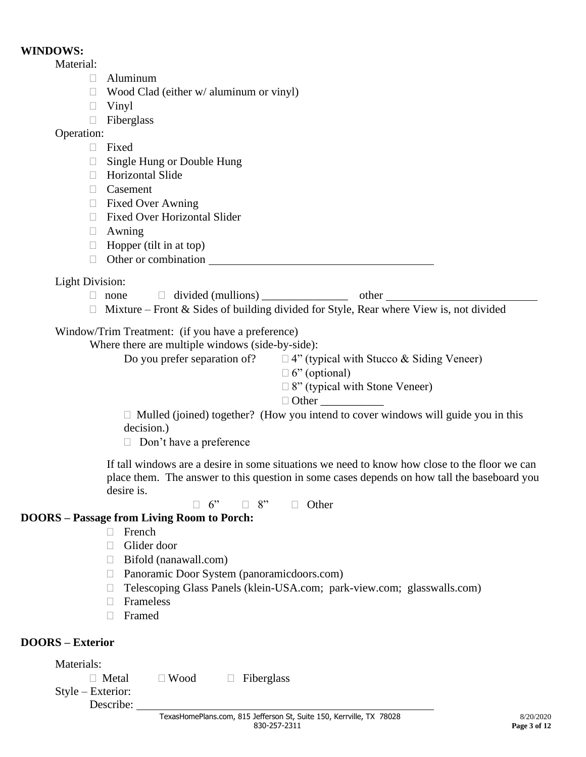**WINDOWS:**

Material:

- ☐ Aluminum
- ☐ Wood Clad (either w/ aluminum or vinyl)
- ☐ Vinyl
- ☐ Fiberglass

Operation:

- ☐ Fixed
- ☐ Single Hung or Double Hung
- ☐ Horizontal Slide
- ☐ Casement
- ☐ Fixed Over Awning
- ☐ Fixed Over Horizontal Slider
- ☐ Awning
- ☐ Hopper (tilt in at top)
- ☐ Other or combination ________________________________________

Light Division:

- ☐ none ☐ divided (mullions) _______________ other ___________________________
- ☐ Mixture – Front & Sides of building divided for Style, Rear where View is, not divided

Window/Trim Treatment: (if you have a preference)

Where there are multiple windows (side-by-side):

Do you prefer separation of?
- ☐ 4" (typical with Stucco & Siding Veneer)
- ☐ 6" (optional)
- ☐ 8" (typical with Stone Veneer)
- ☐ Other ___________

☐ Mulled (joined) together? (How you intend to cover windows will guide you in this decision.)

☐ Don't have a preference

If tall windows are a desire in some situations we need to know how close to the floor we can place them. The answer to this question in some cases depends on how tall the baseboard you desire is.

☐ 6" ☐ 8" ☐ Other

**DOORS – Passage from Living Room to Porch:**

- ☐ French
- ☐ Glider door
- ☐ Bifold (nanawall.com)
- ☐ Panoramic Door System (panoramicdoors.com)
- ☐ Telescoping Glass Panels (klein-USA.com; park-view.com; glasswalls.com)
- ☐ Frameless
- ☐ Framed

**DOORS – Exterior**

Materials:

☐ Metal ☐ Wood ☐ Fiberglass

Style – Exterior:

Describe: ________________________________________________

TexasHomePlans.com, 815 Jefferson St, Suite 150, Kerrville, TX 78028
830-257-2311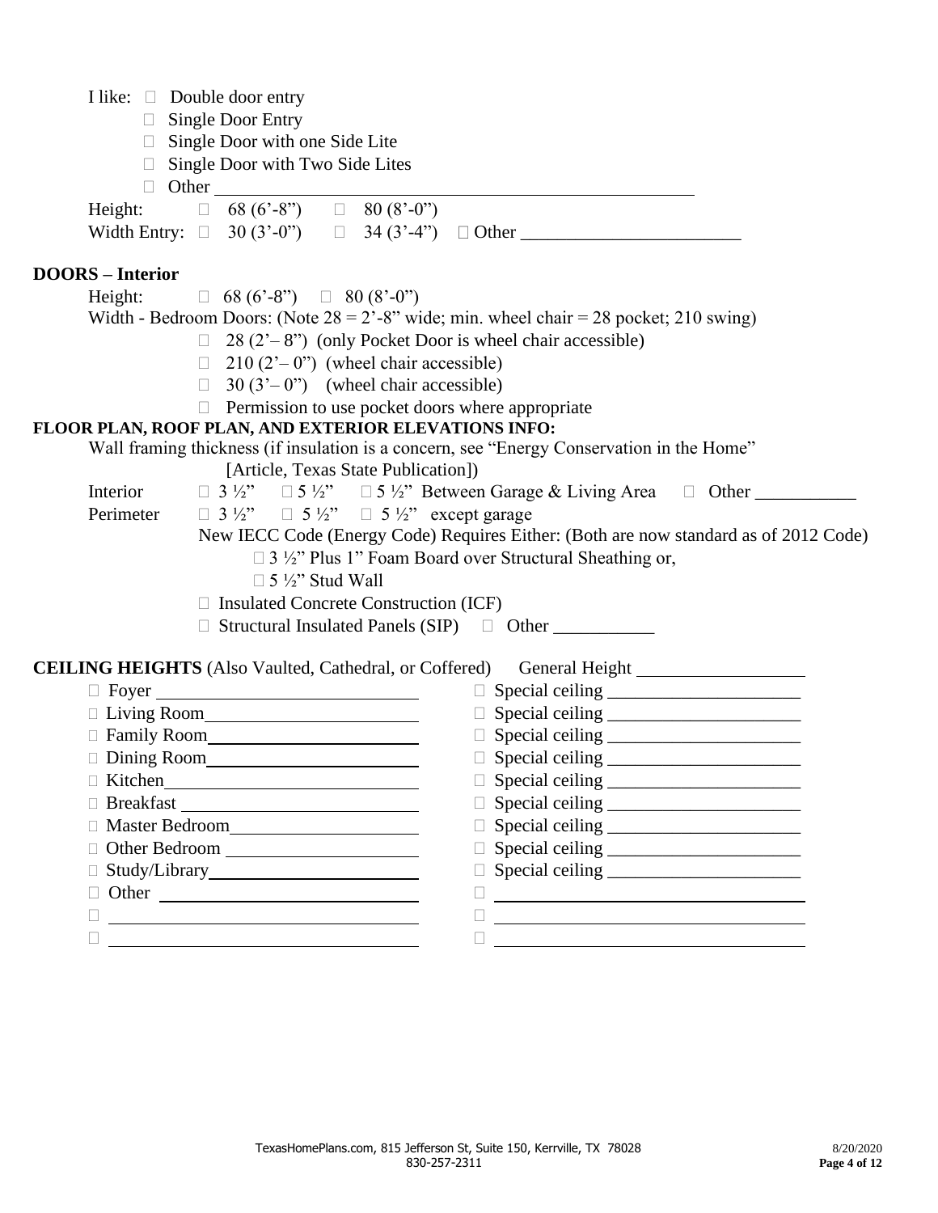I like: ☐ Double door entry
- ☐ Single Door Entry
- ☐ Single Door with one Side Lite
- ☐ Single Door with Two Side Lites
- ☐ Other ______________________________________________________

Height: ☐ 68 (6'-8") ☐ 80 (8'-0")

Width Entry: ☐ 30 (3'-0") ☐ 34 (3'-4") ☐ Other ________________________

**DOORS – Interior**

Height: ☐ 68 (6'-8") ☐ 80 (8'-0")

Width - Bedroom Doors: (Note 28 = 2'-8" wide; min. wheel chair = 28 pocket; 210 swing)

- ☐ 28 (2'– 8") (only Pocket Door is wheel chair accessible)
- ☐ 210 (2'– 0") (wheel chair accessible)
- ☐ 30 (3'– 0") (wheel chair accessible)
- ☐ Permission to use pocket doors where appropriate

**FLOOR PLAN, ROOF PLAN, AND EXTERIOR ELEVATIONS INFO:**

Wall framing thickness (if insulation is a concern, see "Energy Conservation in the Home" [Article, Texas State Publication])

Interior ☐ 3 ½" ☐ 5 ½" ☐ 5 ½" Between Garage & Living Area ☐ Other ___________

Perimeter ☐ 3 ½" ☐ 5 ½" ☐ 5 ½" except garage

New IECC Code (Energy Code) Requires Either: (Both are now standard as of 2012 Code)

- ☐ 3 ½" Plus 1" Foam Board over Structural Sheathing or,
- ☐ 5 ½" Stud Wall

- ☐ Insulated Concrete Construction (ICF)
- ☐ Structural Insulated Panels (SIP) ☐ Other ___________

**CEILING HEIGHTS** (Also Vaulted, Cathedral, or Coffered) General Height __________________

| | |
|---|---|
| ☐ Foyer ____________________ | ☐ Special ceiling ____________________ |
| ☐ Living Room ____________________ | ☐ Special ceiling ____________________ |
| ☐ Family Room ____________________ | ☐ Special ceiling ____________________ |
| ☐ Dining Room ____________________ | ☐ Special ceiling ____________________ |
| ☐ Kitchen ____________________ | ☐ Special ceiling ____________________ |
| ☐ Breakfast ____________________ | ☐ Special ceiling ____________________ |
| ☐ Master Bedroom ____________________ | ☐ Special ceiling ____________________ |
| ☐ Other Bedroom ____________________ | ☐ Special ceiling ____________________ |
| ☐ Study/Library ____________________ | ☐ Special ceiling ____________________ |
| ☐ Other ____________________ | ☐ ____________________ |
| ☐ ____________________ | ☐ ____________________ |
| ☐ ____________________ | ☐ ____________________ |

TexasHomePlans.com, 815 Jefferson St, Suite 150, Kerrville, TX 78028
830-257-2311

8/20/2020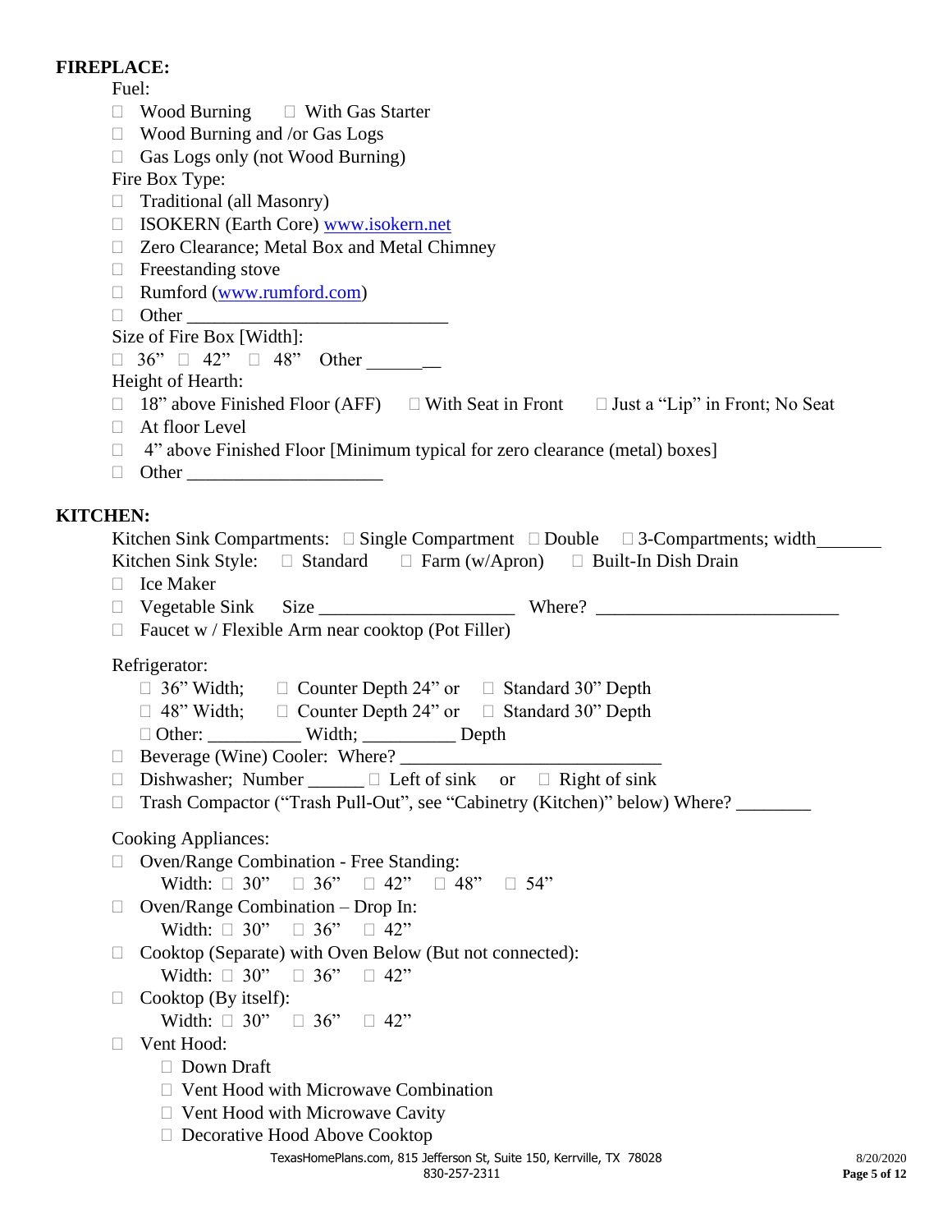**FIREPLACE:**

Fuel:

- ☐ Wood Burning   ☐ With Gas Starter
- ☐ Wood Burning and /or Gas Logs
- ☐ Gas Logs only (not Wood Burning)

Fire Box Type:

- ☐ Traditional (all Masonry)
- ☐ ISOKERN (Earth Core) www.isokern.net
- ☐ Zero Clearance; Metal Box and Metal Chimney
- ☐ Freestanding stove
- ☐ Rumford (www.rumford.com)
- ☐ Other ____________________________

Size of Fire Box [Width]:

☐ 36”  ☐ 42”  ☐ 48”  Other ________

Height of Hearth:

- ☐ 18” above Finished Floor (AFF)   ☐ With Seat in Front   ☐ Just a “Lip” in Front; No Seat
- ☐ At floor Level
- ☐ 4” above Finished Floor [Minimum typical for zero clearance (metal) boxes]
- ☐ Other _____________________

**KITCHEN:**

Kitchen Sink Compartments: ☐ Single Compartment ☐ Double ☐ 3-Compartments; width_______

Kitchen Sink Style: ☐ Standard ☐ Farm (w/Apron) ☐ Built-In Dish Drain

- ☐ Ice Maker
- ☐ Vegetable Sink  Size _____________________  Where? __________________________
- ☐ Faucet w / Flexible Arm near cooktop (Pot Filler)

Refrigerator:

- ☐ 36” Width;  ☐ Counter Depth 24” or  ☐ Standard 30” Depth
- ☐ 48” Width;  ☐ Counter Depth 24” or  ☐ Standard 30” Depth
- ☐ Other: __________ Width; __________ Depth

- ☐ Beverage (Wine) Cooler: Where? ____________________________
- ☐ Dishwasher; Number ______ ☐ Left of sink  or  ☐ Right of sink
- ☐ Trash Compactor (“Trash Pull-Out”, see “Cabinetry (Kitchen)” below) Where? ________

Cooking Appliances:

- ☐ Oven/Range Combination - Free Standing:
  - Width: ☐ 30”  ☐ 36”  ☐ 42”  ☐ 48”  ☐ 54”
- ☐ Oven/Range Combination – Drop In:
  - Width: ☐ 30”  ☐ 36”  ☐ 42”
- ☐ Cooktop (Separate) with Oven Below (But not connected):
  - Width: ☐ 30”  ☐ 36”  ☐ 42”
- ☐ Cooktop (By itself):
  - Width: ☐ 30”  ☐ 36”  ☐ 42”
- ☐ Vent Hood:
  - ☐ Down Draft
  - ☐ Vent Hood with Microwave Combination
  - ☐ Vent Hood with Microwave Cavity
  - ☐ Decorative Hood Above Cooktop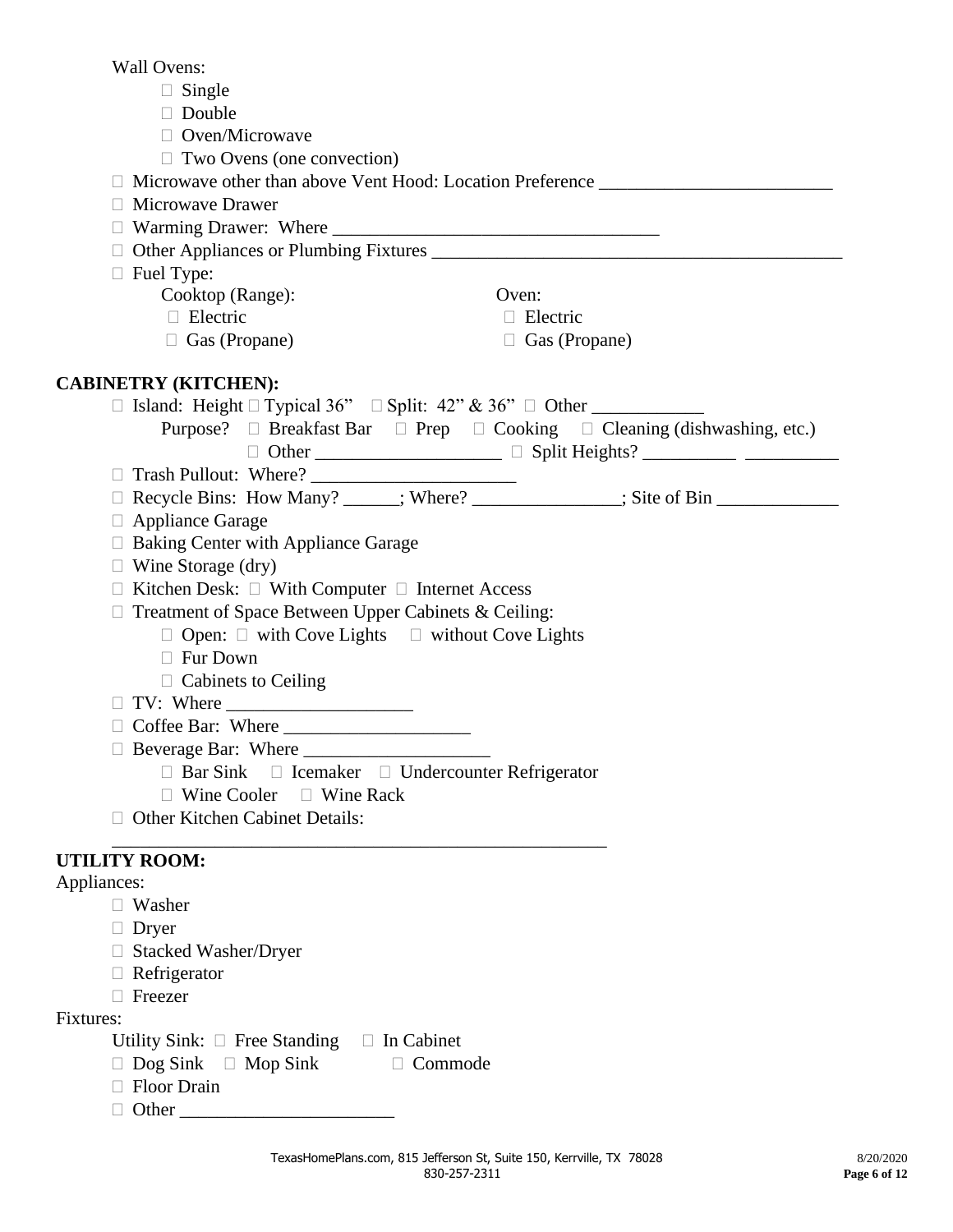Wall Ovens:

- ☐ Single
- ☐ Double
- ☐ Oven/Microwave
- ☐ Two Ovens (one convection)

☐ Microwave other than above Vent Hood: Location Preference _________________________

☐ Microwave Drawer

☐ Warming Drawer: Where ___________________________________

☐ Other Appliances or Plumbing Fixtures _____________________________________________

☐ Fuel Type:

| Cooktop (Range): | Oven: |
|---|---|
| ☐ Electric | ☐ Electric |
| ☐ Gas (Propane) | ☐ Gas (Propane) |

**CABINETRY (KITCHEN):**

☐ Island: Height ☐ Typical 36" ☐ Split: 42" & 36" ☐ Other ____________

Purpose? ☐ Breakfast Bar ☐ Prep ☐ Cooking ☐ Cleaning (dishwashing, etc.)

☐ Other ____________________ ☐ Split Heights? __________ __________

☐ Trash Pullout: Where? ______________________

☐ Recycle Bins: How Many? ______; Where? ________________; Site of Bin _____________

☐ Appliance Garage

☐ Baking Center with Appliance Garage

☐ Wine Storage (dry)

☐ Kitchen Desk: ☐ With Computer ☐ Internet Access

☐ Treatment of Space Between Upper Cabinets & Ceiling:

- ☐ Open: ☐ with Cove Lights ☐ without Cove Lights
- ☐ Fur Down
- ☐ Cabinets to Ceiling

☐ TV: Where ____________________

☐ Coffee Bar: Where ____________________

☐ Beverage Bar: Where ____________________

- ☐ Bar Sink ☐ Icemaker ☐ Undercounter Refrigerator
- ☐ Wine Cooler ☐ Wine Rack

☐ Other Kitchen Cabinet Details:

_____________________________________________________

**UTILITY ROOM:**

Appliances:

- ☐ Washer
- ☐ Dryer
- ☐ Stacked Washer/Dryer
- ☐ Refrigerator
- ☐ Freezer

Fixtures:

Utility Sink: ☐ Free Standing ☐ In Cabinet

☐ Dog Sink ☐ Mop Sink ☐ Commode

☐ Floor Drain

☐ Other _______________________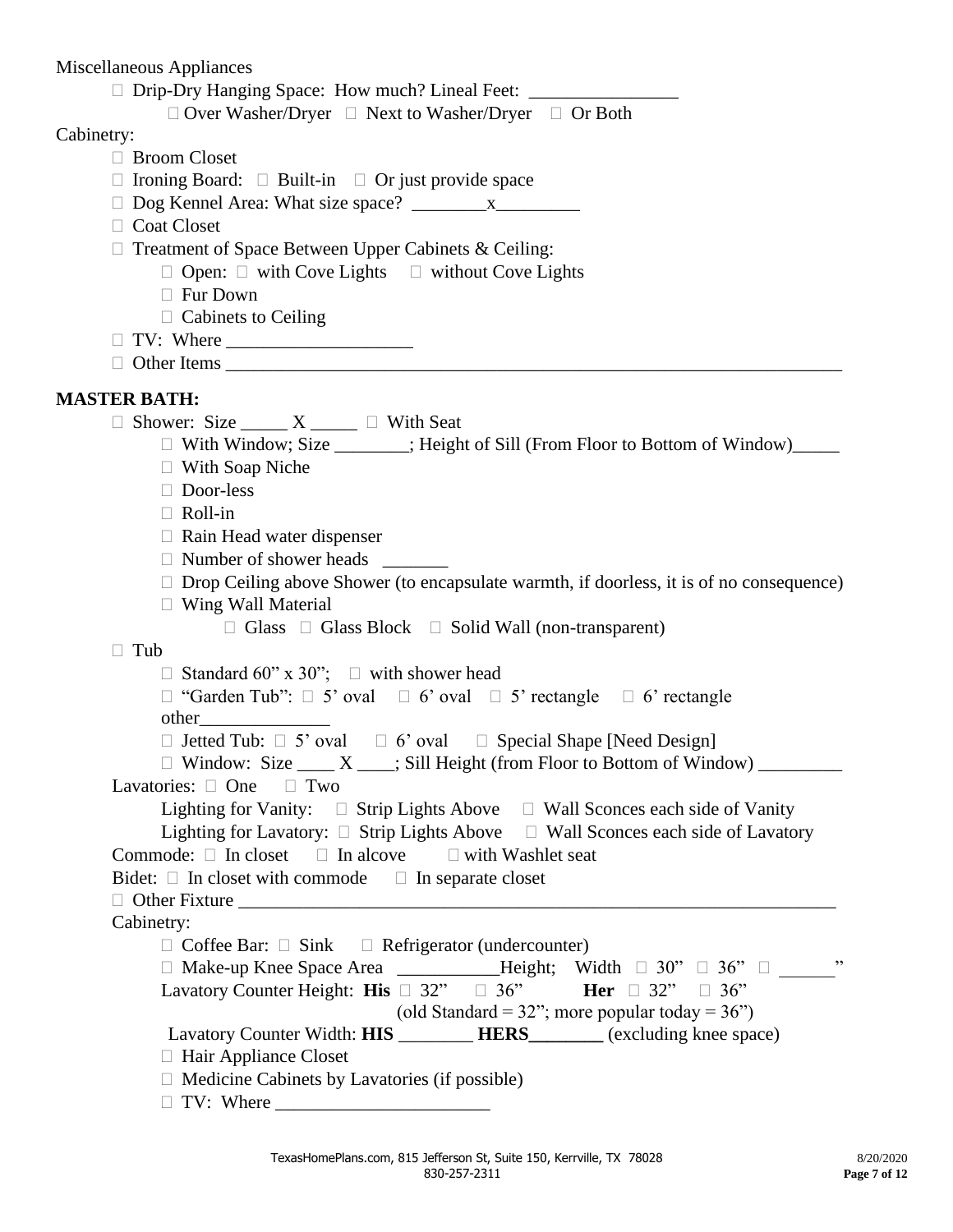Miscellaneous Appliances

- ☐ Drip-Dry Hanging Space: How much? Lineal Feet: ________________
  - ☐ Over Washer/Dryer ☐ Next to Washer/Dryer ☐ Or Both

Cabinetry:

- ☐ Broom Closet
- ☐ Ironing Board: ☐ Built-in ☐ Or just provide space
- ☐ Dog Kennel Area: What size space? ________x_________
- ☐ Coat Closet
- ☐ Treatment of Space Between Upper Cabinets & Ceiling:
  - ☐ Open: ☐ with Cove Lights ☐ without Cove Lights
  - ☐ Fur Down
  - ☐ Cabinets to Ceiling
- ☐ TV: Where ____________________
- ☐ Other Items ______________________________________________________________________

**MASTER BATH:**

- ☐ Shower: Size _____ X _____ ☐ With Seat
  - ☐ With Window; Size ________; Height of Sill (From Floor to Bottom of Window)_____
  - ☐ With Soap Niche
  - ☐ Door-less
  - ☐ Roll-in
  - ☐ Rain Head water dispenser
  - ☐ Number of shower heads _______
  - ☐ Drop Ceiling above Shower (to encapsulate warmth, if doorless, it is of no consequence)
  - ☐ Wing Wall Material
    - ☐ Glass ☐ Glass Block ☐ Solid Wall (non-transparent)
- ☐ Tub
  - ☐ Standard 60" x 30"; ☐ with shower head
  - ☐ "Garden Tub": ☐ 5' oval ☐ 6' oval ☐ 5' rectangle ☐ 6' rectangle other______________
  - ☐ Jetted Tub: ☐ 5' oval ☐ 6' oval ☐ Special Shape [Need Design]
  - ☐ Window: Size ____ X ____; Sill Height (from Floor to Bottom of Window) _________

Lavatories: ☐ One ☐ Two

- Lighting for Vanity: ☐ Strip Lights Above ☐ Wall Sconces each side of Vanity
- Lighting for Lavatory: ☐ Strip Lights Above ☐ Wall Sconces each side of Lavatory

Commode: ☐ In closet ☐ In alcove ☐ with Washlet seat

Bidet: ☐ In closet with commode ☐ In separate closet

☐ Other Fixture ____________________________________________________________________

Cabinetry:

- ☐ Coffee Bar: ☐ Sink ☐ Refrigerator (undercounter)
- ☐ Make-up Knee Space Area ___________Height; Width ☐ 30" ☐ 36" ☐ ______"
- Lavatory Counter Height: **His** ☐ 32" ☐ 36" **Her** ☐ 32" ☐ 36"
  (old Standard = 32"; more popular today = 36")
- Lavatory Counter Width: **HIS** ________ **HERS________** (excluding knee space)
- ☐ Hair Appliance Closet
- ☐ Medicine Cabinets by Lavatories (if possible)
- ☐ TV: Where _______________________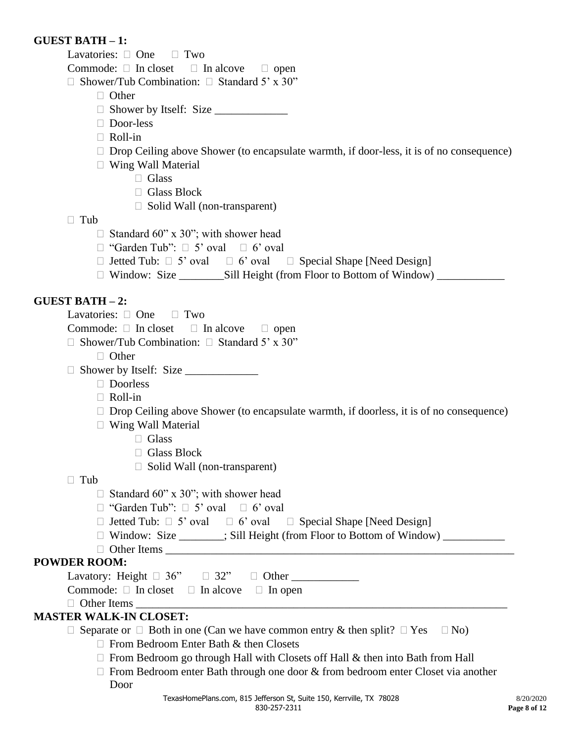**GUEST BATH – 1:**

Lavatories: ☐ One ☐ Two

Commode: ☐ In closet ☐ In alcove ☐ open

☐ Shower/Tub Combination: ☐ Standard 5' x 30"

- ☐ Other
- ☐ Shower by Itself: Size _____________
- ☐ Door-less
- ☐ Roll-in
- ☐ Drop Ceiling above Shower (to encapsulate warmth, if door-less, it is of no consequence)
- ☐ Wing Wall Material
  - ☐ Glass
  - ☐ Glass Block
  - ☐ Solid Wall (non-transparent)

☐ Tub

- ☐ Standard 60" x 30"; with shower head
- ☐ "Garden Tub": ☐ 5' oval ☐ 6' oval
- ☐ Jetted Tub: ☐ 5' oval ☐ 6' oval ☐ Special Shape [Need Design]
- ☐ Window: Size ________Sill Height (from Floor to Bottom of Window) ____________

**GUEST BATH – 2:**

Lavatories: ☐ One ☐ Two

Commode: ☐ In closet ☐ In alcove ☐ open

☐ Shower/Tub Combination: ☐ Standard 5' x 30"

- ☐ Other

☐ Shower by Itself: Size _____________

- ☐ Doorless
- ☐ Roll-in
- ☐ Drop Ceiling above Shower (to encapsulate warmth, if doorless, it is of no consequence)
- ☐ Wing Wall Material
  - ☐ Glass
  - ☐ Glass Block
  - ☐ Solid Wall (non-transparent)

☐ Tub

- ☐ Standard 60" x 30"; with shower head
- ☐ "Garden Tub": ☐ 5' oval ☐ 6' oval
- ☐ Jetted Tub: ☐ 5' oval ☐ 6' oval ☐ Special Shape [Need Design]
- ☐ Window: Size ________; Sill Height (from Floor to Bottom of Window) ___________
- ☐ Other Items _________________________________________________________________

**POWDER ROOM:**

Lavatory: Height ☐ 36" ☐ 32" ☐ Other ____________

Commode: ☐ In closet ☐ In alcove ☐ In open

☐ Other Items __________________________________________________________________

**MASTER WALK-IN CLOSET:**

☐ Separate or ☐ Both in one (Can we have common entry & then split? ☐ Yes ☐ No)

- ☐ From Bedroom Enter Bath & then Closets
- ☐ From Bedroom go through Hall with Closets off Hall & then into Bath from Hall
- ☐ From Bedroom enter Bath through one door & from bedroom enter Closet via another Door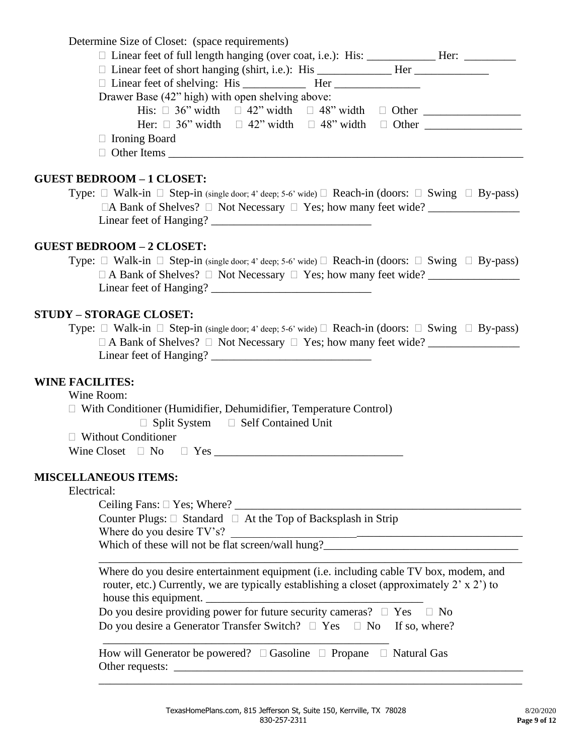Determine Size of Closet: (space requirements)

- ☐ Linear feet of full length hanging (over coat, i.e.): His: ____________ Her: _________
- ☐ Linear feet of short hanging (shirt, i.e.): His _____________ Her _____________
- ☐ Linear feet of shelving: His ___________ Her _______________

Drawer Base (42" high) with open shelving above:

His: ☐ 36" width ☐ 42" width ☐ 48" width ☐ Other _________________

Her: ☐ 36" width ☐ 42" width ☐ 48" width ☐ Other _________________

- ☐ Ironing Board
- ☐ Other Items _______________________________________________________________

## GUEST BEDROOM – 1 CLOSET:

Type: ☐ Walk-in ☐ Step-in (single door; 4' deep; 5-6' wide) ☐ Reach-in (doors: ☐ Swing ☐ By-pass)

☐A Bank of Shelves? ☐ Not Necessary ☐ Yes; how many feet wide? ________________

Linear feet of Hanging? ____________________________

## GUEST BEDROOM – 2 CLOSET:

Type: ☐ Walk-in ☐ Step-in (single door; 4' deep; 5-6' wide) ☐ Reach-in (doors: ☐ Swing ☐ By-pass)

☐ A Bank of Shelves? ☐ Not Necessary ☐ Yes; how many feet wide? ________________

Linear feet of Hanging? ____________________________

## STUDY – STORAGE CLOSET:

Type: ☐ Walk-in ☐ Step-in (single door; 4' deep; 5-6' wide) ☐ Reach-in (doors: ☐ Swing ☐ By-pass)

☐ A Bank of Shelves? ☐ Not Necessary ☐ Yes; how many feet wide? ________________

Linear feet of Hanging? ____________________________

## WINE FACILITES:

Wine Room:

☐ With Conditioner (Humidifier, Dehumidifier, Temperature Control)

☐ Split System ☐ Self Contained Unit

☐ Without Conditioner

Wine Closet ☐ No ☐ Yes _________________________________

## MISCELLANEOUS ITEMS:

Electrical:

Ceiling Fans: ☐ Yes; Where? ____________________________________________________

Counter Plugs: ☐ Standard ☐ At the Top of Backsplash in Strip

Where do you desire TV's? ____________________________________________________

Which of these will not be flat screen/wall hung?__________________________________

_____________________________________________________________________________

Where do you desire entertainment equipment (i.e. including cable TV box, modem, and router, etc.) Currently, we are typically establishing a closet (approximately 2' x 2') to house this equipment. _____________________________________

Do you desire providing power for future security cameras? ☐ Yes ☐ No

Do you desire a Generator Transfer Switch? ☐ Yes ☐ No If so, where?

____________________________________________________

How will Generator be powered? ☐ Gasoline ☐ Propane ☐ Natural Gas

Other requests: _______________________________________________________________

_____________________________________________________________________________

TexasHomePlans.com, 815 Jefferson St, Suite 150, Kerrville, TX 78028
830-257-2311

8/20/2020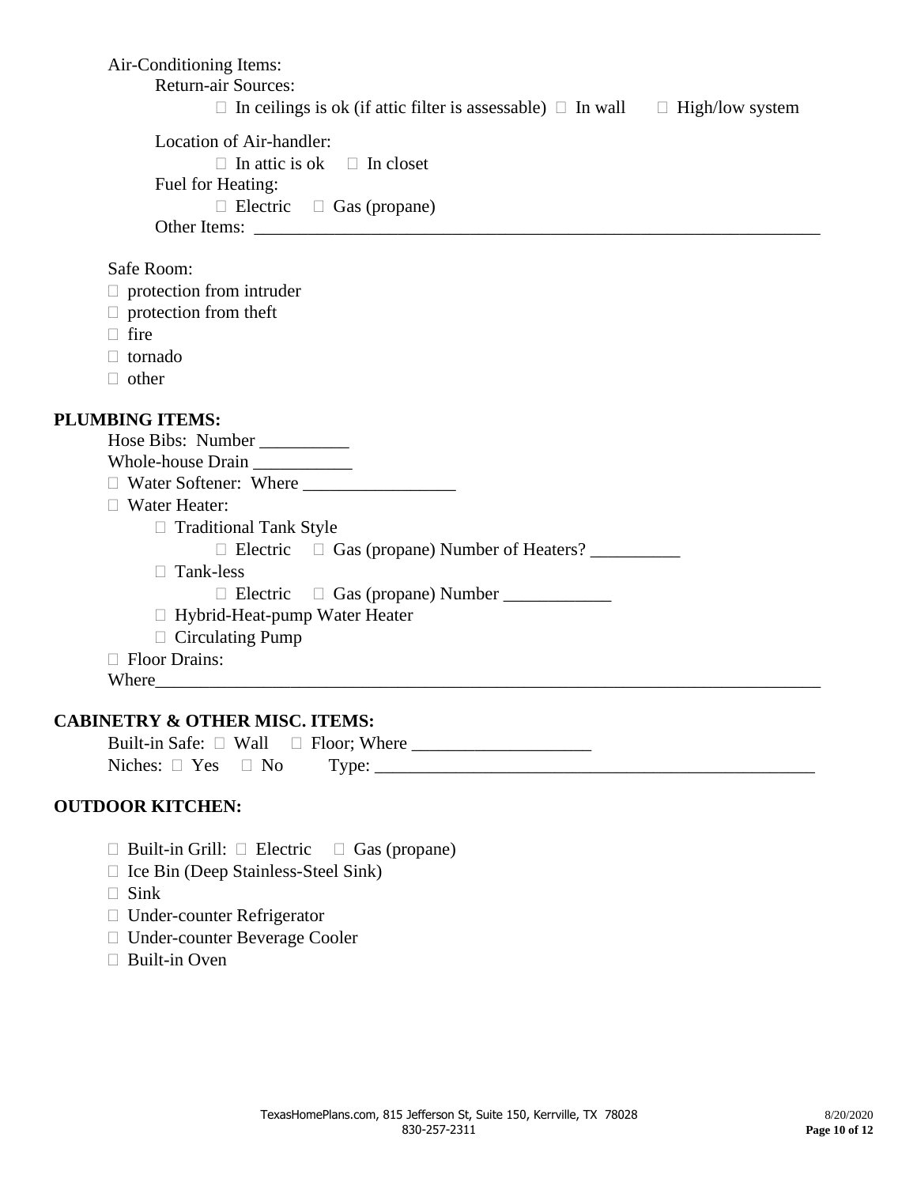Air-Conditioning Items:

Return-air Sources:

☐ In ceilings is ok (if attic filter is assessable) ☐ In wall ☐ High/low system

Location of Air-handler:

☐ In attic is ok ☐ In closet

Fuel for Heating:

☐ Electric ☐ Gas (propane)

Other Items: ___________________________________________________________________

Safe Room:

☐ protection from intruder
☐ protection from theft
☐ fire
☐ tornado
☐ other

## PLUMBING ITEMS:

Hose Bibs: Number __________

Whole-house Drain ___________

☐ Water Softener: Where _________________

☐ Water Heater:

- ☐ Traditional Tank Style
  - ☐ Electric ☐ Gas (propane) Number of Heaters? __________
- ☐ Tank-less
  - ☐ Electric ☐ Gas (propane) Number ____________
- ☐ Hybrid-Heat-pump Water Heater
- ☐ Circulating Pump

☐ Floor Drains:

Where_____________________________________________________________________________

## CABINETRY & OTHER MISC. ITEMS:

Built-in Safe: ☐ Wall ☐ Floor; Where ____________________

Niches: ☐ Yes ☐ No Type: ___________________________________________________

## OUTDOOR KITCHEN:

☐ Built-in Grill: ☐ Electric ☐ Gas (propane)
☐ Ice Bin (Deep Stainless-Steel Sink)
☐ Sink
☐ Under-counter Refrigerator
☐ Under-counter Beverage Cooler
☐ Built-in Oven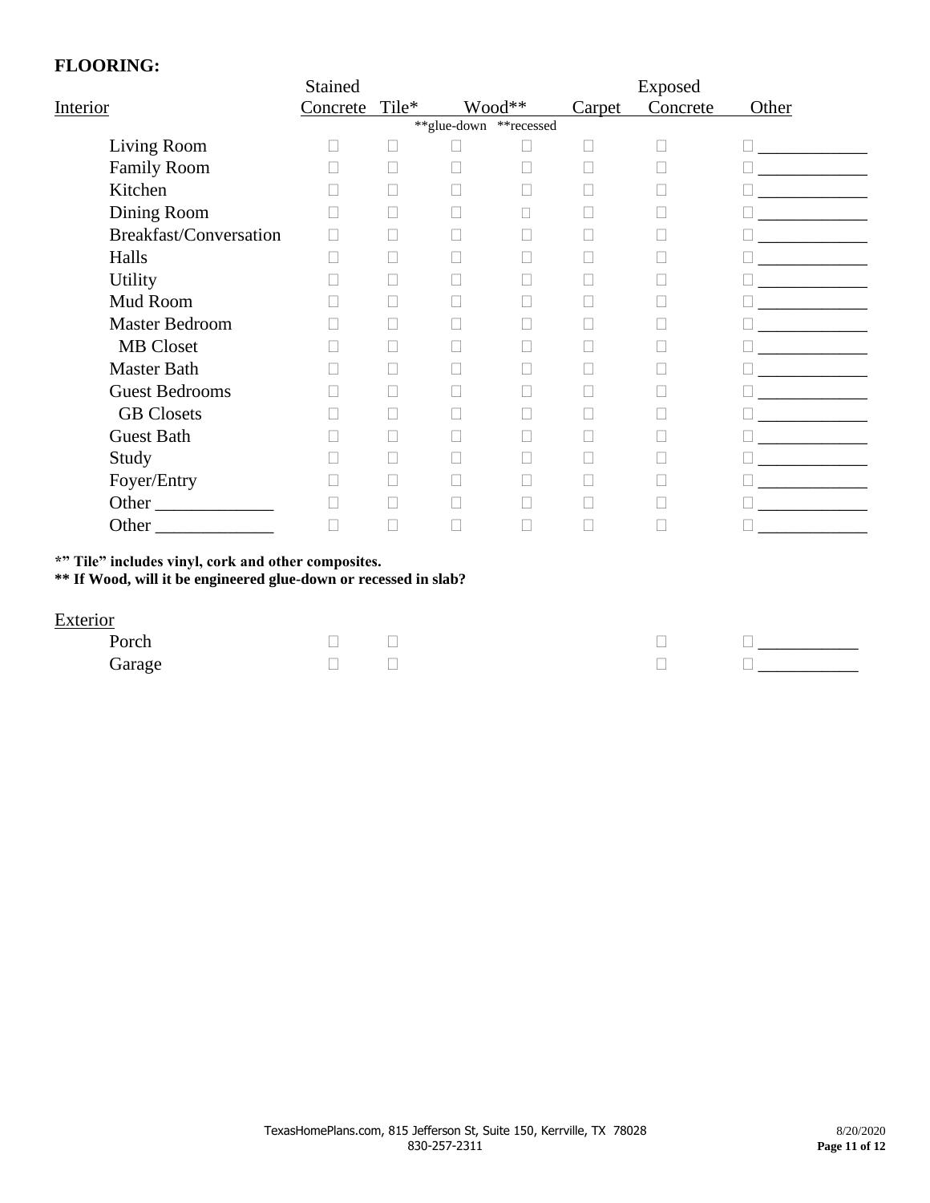## FLOORING:

| Interior | Stained Concrete | Tile* | Wood** (**glue-down) | Wood** (**recessed) | Carpet | Exposed Concrete | Other |
|---|---|---|---|---|---|---|---|
| Living Room | ☐ | ☐ | ☐ | ☐ | ☐ | ☐ | ☐ ____________ |
| Family Room | ☐ | ☐ | ☐ | ☐ | ☐ | ☐ | ☐ ____________ |
| Kitchen | ☐ | ☐ | ☐ | ☐ | ☐ | ☐ | ☐ ____________ |
| Dining Room | ☐ | ☐ | ☐ | ☐ | ☐ | ☐ | ☐ ____________ |
| Breakfast/Conversation | ☐ | ☐ | ☐ | ☐ | ☐ | ☐ | ☐ ____________ |
| Halls | ☐ | ☐ | ☐ | ☐ | ☐ | ☐ | ☐ ____________ |
| Utility | ☐ | ☐ | ☐ | ☐ | ☐ | ☐ | ☐ ____________ |
| Mud Room | ☐ | ☐ | ☐ | ☐ | ☐ | ☐ | ☐ ____________ |
| Master Bedroom | ☐ | ☐ | ☐ | ☐ | ☐ | ☐ | ☐ ____________ |
| MB Closet | ☐ | ☐ | ☐ | ☐ | ☐ | ☐ | ☐ ____________ |
| Master Bath | ☐ | ☐ | ☐ | ☐ | ☐ | ☐ | ☐ ____________ |
| Guest Bedrooms | ☐ | ☐ | ☐ | ☐ | ☐ | ☐ | ☐ ____________ |
| GB Closets | ☐ | ☐ | ☐ | ☐ | ☐ | ☐ | ☐ ____________ |
| Guest Bath | ☐ | ☐ | ☐ | ☐ | ☐ | ☐ | ☐ ____________ |
| Study | ☐ | ☐ | ☐ | ☐ | ☐ | ☐ | ☐ ____________ |
| Foyer/Entry | ☐ | ☐ | ☐ | ☐ | ☐ | ☐ | ☐ ____________ |
| Other ____________ | ☐ | ☐ | ☐ | ☐ | ☐ | ☐ | ☐ ____________ |
| Other ____________ | ☐ | ☐ | ☐ | ☐ | ☐ | ☐ | ☐ ____________ |

**\*" Tile" includes vinyl, cork and other composites.**
**\*\* If Wood, will it be engineered glue-down or recessed in slab?**

| Exterior | Stained Concrete | Tile* | Exposed Concrete | Other |
|---|---|---|---|---|
| Porch | ☐ | ☐ | ☐ | ☐ ___________ |
| Garage | ☐ | ☐ | ☐ | ☐ ___________ |

TexasHomePlans.com, 815 Jefferson St, Suite 150, Kerrville, TX 78028
830-257-2311

8/20/2020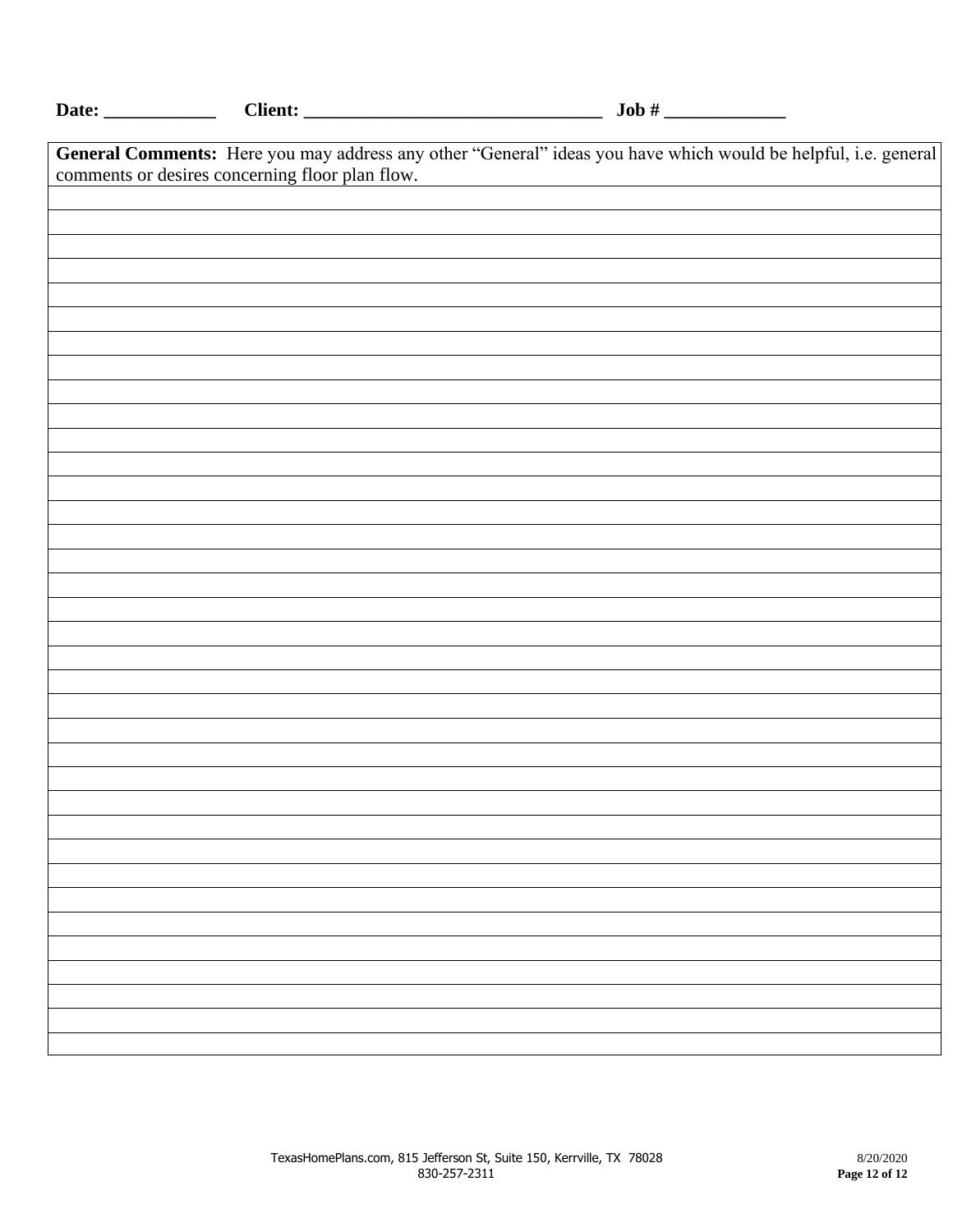**Date:** ____________ **Client:** _________________________________ **Job #** _____________

| **General Comments:** Here you may address any other "General" ideas you have which would be helpful, i.e. general comments or desires concerning floor plan flow. |
| --- |
| |
| |
| |
| |
| |
| |
| |
| |
| |
| |
| |
| |
| |
| |
| |
| |
| |
| |
| |
| |
| |
| |
| |
| |
| |
| |
| |
| |
| |
| |
| |
| |
| |
| |
| |
| |
| |

TexasHomePlans.com, 815 Jefferson St, Suite 150, Kerrville, TX 78028
830-257-2311

8/20/2020